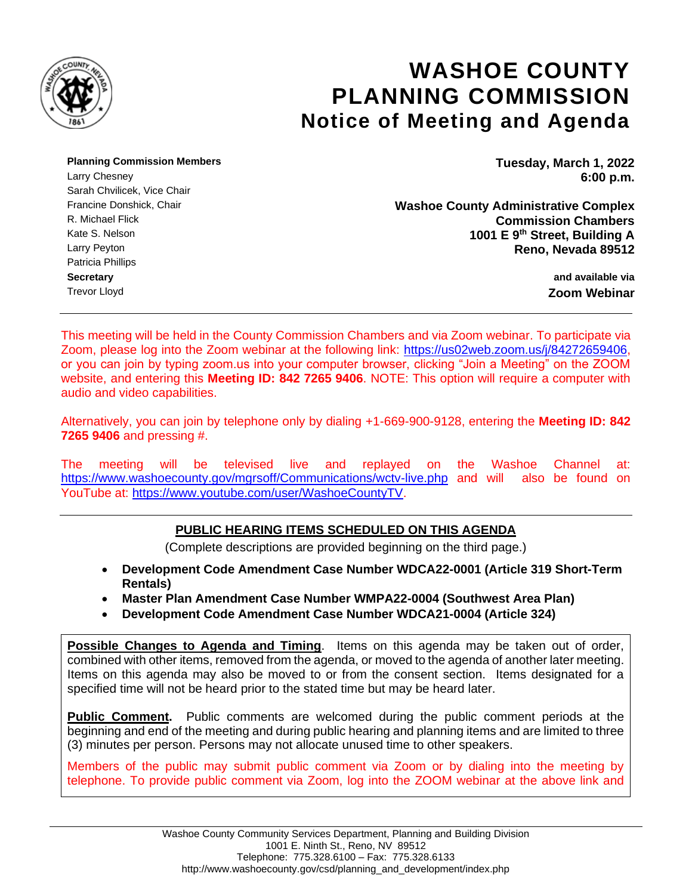# WASHOE COUNTY PLANNING COMMISSION
## Notice of Meeting and Agenda

**Planning Commission Members**
Larry Chesney
Sarah Chvilicek, Vice Chair
Francine Donshick, Chair
R. Michael Flick
Kate S. Nelson
Larry Peyton
Patricia Phillips
**Secretary**
Trevor Lloyd

**Tuesday, March 1, 2022**
**6:00 p.m.**

**Washoe County Administrative Complex**
**Commission Chambers**
**1001 E 9th Street, Building A**
**Reno, Nevada 89512**

**and available via**
**Zoom Webinar**

---

This meeting will be held in the County Commission Chambers and via Zoom webinar. To participate via Zoom, please log into the Zoom webinar at the following link: https://us02web.zoom.us/j/84272659406, or you can join by typing zoom.us into your computer browser, clicking "Join a Meeting" on the ZOOM website, and entering this **Meeting ID: 842 7265 9406**. NOTE: This option will require a computer with audio and video capabilities.

Alternatively, you can join by telephone only by dialing +1-669-900-9128, entering the **Meeting ID: 842 7265 9406** and pressing #.

The meeting will be televised live and replayed on the Washoe Channel at: https://www.washoecounty.gov/mgrsoff/Communications/wctv-live.php and will also be found on YouTube at: https://www.youtube.com/user/WashoeCountyTV.

---

**PUBLIC HEARING ITEMS SCHEDULED ON THIS AGENDA**

(Complete descriptions are provided beginning on the third page.)

- **Development Code Amendment Case Number WDCA22-0001 (Article 319 Short-Term Rentals)**
- **Master Plan Amendment Case Number WMPA22-0004 (Southwest Area Plan)**
- **Development Code Amendment Case Number WDCA21-0004 (Article 324)**

**Possible Changes to Agenda and Timing**. Items on this agenda may be taken out of order, combined with other items, removed from the agenda, or moved to the agenda of another later meeting. Items on this agenda may also be moved to or from the consent section. Items designated for a specified time will not be heard prior to the stated time but may be heard later.

**Public Comment.** Public comments are welcomed during the public comment periods at the beginning and end of the meeting and during public hearing and planning items and are limited to three (3) minutes per person. Persons may not allocate unused time to other speakers.

Members of the public may submit public comment via Zoom or by dialing into the meeting by telephone. To provide public comment via Zoom, log into the ZOOM webinar at the above link and

Washoe County Community Services Department, Planning and Building Division
1001 E. Ninth St., Reno, NV 89512
Telephone: 775.328.6100 – Fax: 775.328.6133
http://www.washoecounty.gov/csd/planning_and_development/index.php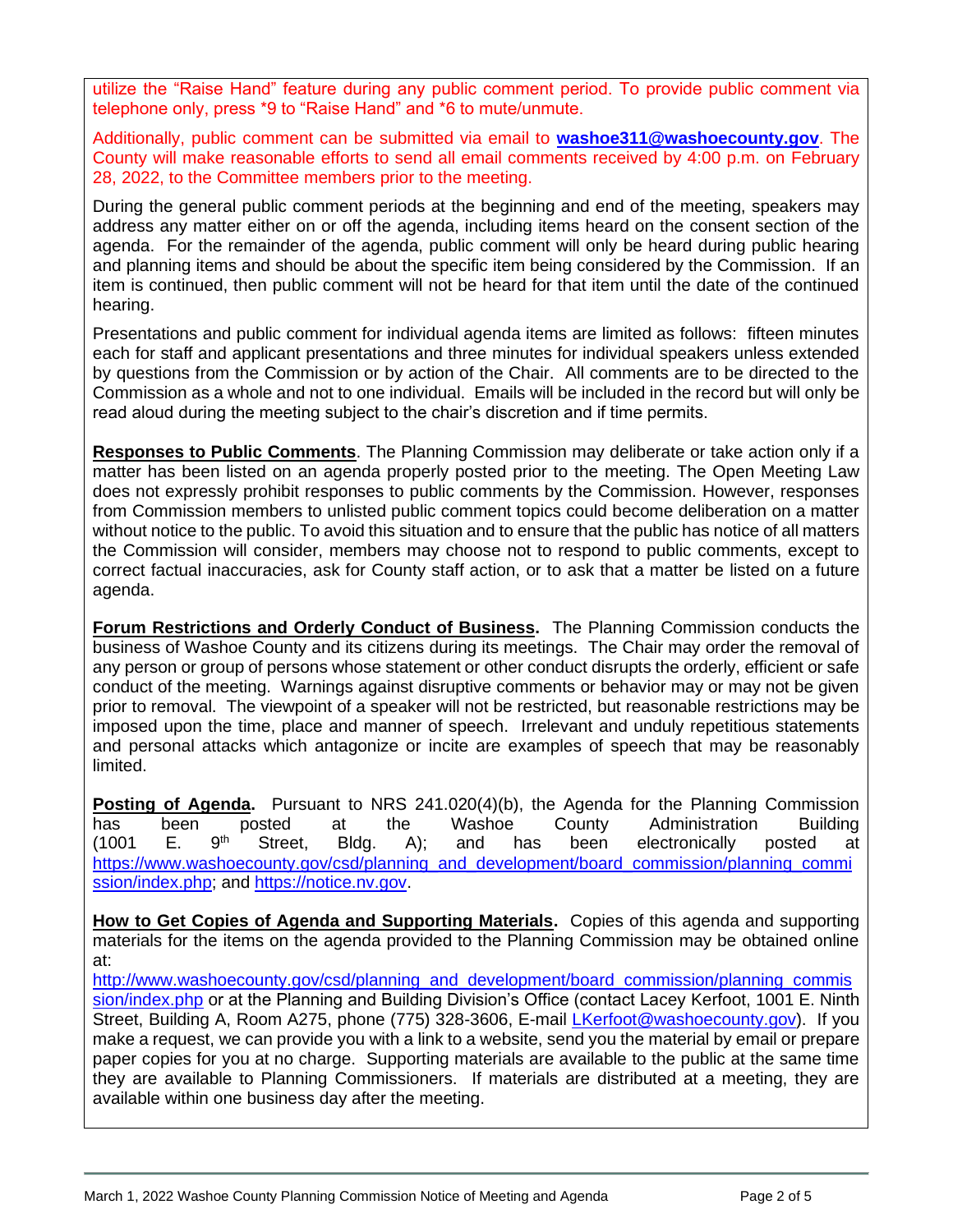utilize the "Raise Hand" feature during any public comment period. To provide public comment via telephone only, press *9 to "Raise Hand" and *6 to mute/unmute.

Additionally, public comment can be submitted via email to **washoe311@washoecounty.gov**. The County will make reasonable efforts to send all email comments received by 4:00 p.m. on February 28, 2022, to the Committee members prior to the meeting.

During the general public comment periods at the beginning and end of the meeting, speakers may address any matter either on or off the agenda, including items heard on the consent section of the agenda. For the remainder of the agenda, public comment will only be heard during public hearing and planning items and should be about the specific item being considered by the Commission. If an item is continued, then public comment will not be heard for that item until the date of the continued hearing.

Presentations and public comment for individual agenda items are limited as follows: fifteen minutes each for staff and applicant presentations and three minutes for individual speakers unless extended by questions from the Commission or by action of the Chair. All comments are to be directed to the Commission as a whole and not to one individual. Emails will be included in the record but will only be read aloud during the meeting subject to the chair's discretion and if time permits.

**Responses to Public Comments**. The Planning Commission may deliberate or take action only if a matter has been listed on an agenda properly posted prior to the meeting. The Open Meeting Law does not expressly prohibit responses to public comments by the Commission. However, responses from Commission members to unlisted public comment topics could become deliberation on a matter without notice to the public. To avoid this situation and to ensure that the public has notice of all matters the Commission will consider, members may choose not to respond to public comments, except to correct factual inaccuracies, ask for County staff action, or to ask that a matter be listed on a future agenda.

**Forum Restrictions and Orderly Conduct of Business.** The Planning Commission conducts the business of Washoe County and its citizens during its meetings. The Chair may order the removal of any person or group of persons whose statement or other conduct disrupts the orderly, efficient or safe conduct of the meeting. Warnings against disruptive comments or behavior may or may not be given prior to removal. The viewpoint of a speaker will not be restricted, but reasonable restrictions may be imposed upon the time, place and manner of speech. Irrelevant and unduly repetitious statements and personal attacks which antagonize or incite are examples of speech that may be reasonably limited.

**Posting of Agenda.** Pursuant to NRS 241.020(4)(b), the Agenda for the Planning Commission has been posted at the Washoe County Administration Building (1001 E. 9th Street, Bldg. A); and has been electronically posted at https://www.washoecounty.gov/csd/planning_and_development/board_commission/planning_commission/index.php; and https://notice.nv.gov.

**How to Get Copies of Agenda and Supporting Materials.** Copies of this agenda and supporting materials for the items on the agenda provided to the Planning Commission may be obtained online at: http://www.washoecounty.gov/csd/planning_and_development/board_commission/planning_commission/index.php or at the Planning and Building Division's Office (contact Lacey Kerfoot, 1001 E. Ninth Street, Building A, Room A275, phone (775) 328-3606, E-mail LKerfoot@washoecounty.gov). If you make a request, we can provide you with a link to a website, send you the material by email or prepare paper copies for you at no charge. Supporting materials are available to the public at the same time they are available to Planning Commissioners. If materials are distributed at a meeting, they are available within one business day after the meeting.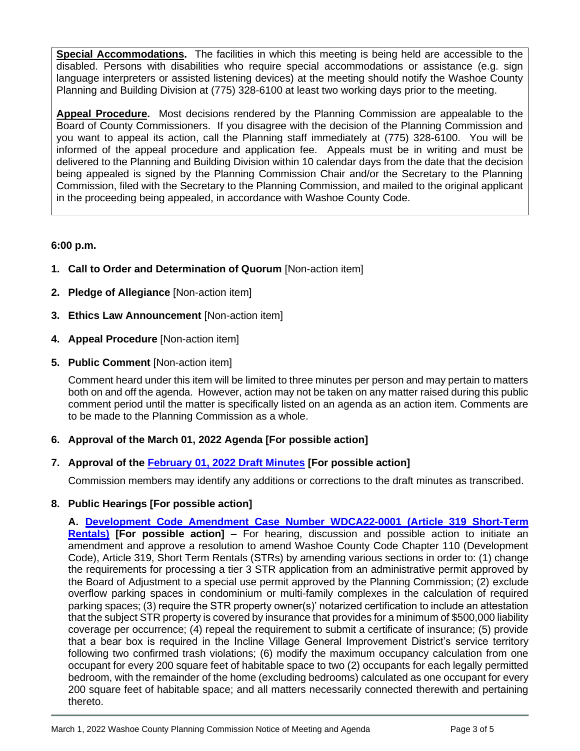**Special Accommodations.** The facilities in which this meeting is being held are accessible to the disabled. Persons with disabilities who require special accommodations or assistance (e.g. sign language interpreters or assisted listening devices) at the meeting should notify the Washoe County Planning and Building Division at (775) 328-6100 at least two working days prior to the meeting.

**Appeal Procedure.** Most decisions rendered by the Planning Commission are appealable to the Board of County Commissioners. If you disagree with the decision of the Planning Commission and you want to appeal its action, call the Planning staff immediately at (775) 328-6100. You will be informed of the appeal procedure and application fee. Appeals must be in writing and must be delivered to the Planning and Building Division within 10 calendar days from the date that the decision being appealed is signed by the Planning Commission Chair and/or the Secretary to the Planning Commission, filed with the Secretary to the Planning Commission, and mailed to the original applicant in the proceeding being appealed, in accordance with Washoe County Code.

**6:00 p.m.**

1. **Call to Order and Determination of Quorum** [Non-action item]

2. **Pledge of Allegiance** [Non-action item]

3. **Ethics Law Announcement** [Non-action item]

4. **Appeal Procedure** [Non-action item]

5. **Public Comment** [Non-action item]

   Comment heard under this item will be limited to three minutes per person and may pertain to matters both on and off the agenda. However, action may not be taken on any matter raised during this public comment period until the matter is specifically listed on an agenda as an action item. Comments are to be made to the Planning Commission as a whole.

6. **Approval of the March 01, 2022 Agenda [For possible action]**

7. **Approval of the February 01, 2022 Draft Minutes [For possible action]**

   Commission members may identify any additions or corrections to the draft minutes as transcribed.

8. **Public Hearings [For possible action]**

   **A. Development Code Amendment Case Number WDCA22-0001 (Article 319 Short-Term Rentals) [For possible action]** – For hearing, discussion and possible action to initiate an amendment and approve a resolution to amend Washoe County Code Chapter 110 (Development Code), Article 319, Short Term Rentals (STRs) by amending various sections in order to: (1) change the requirements for processing a tier 3 STR application from an administrative permit approved by the Board of Adjustment to a special use permit approved by the Planning Commission; (2) exclude overflow parking spaces in condominium or multi-family complexes in the calculation of required parking spaces; (3) require the STR property owner(s)' notarized certification to include an attestation that the subject STR property is covered by insurance that provides for a minimum of $500,000 liability coverage per occurrence; (4) repeal the requirement to submit a certificate of insurance; (5) provide that a bear box is required in the Incline Village General Improvement District's service territory following two confirmed trash violations; (6) modify the maximum occupancy calculation from one occupant for every 200 square feet of habitable space to two (2) occupants for each legally permitted bedroom, with the remainder of the home (excluding bedrooms) calculated as one occupant for every 200 square feet of habitable space; and all matters necessarily connected therewith and pertaining thereto.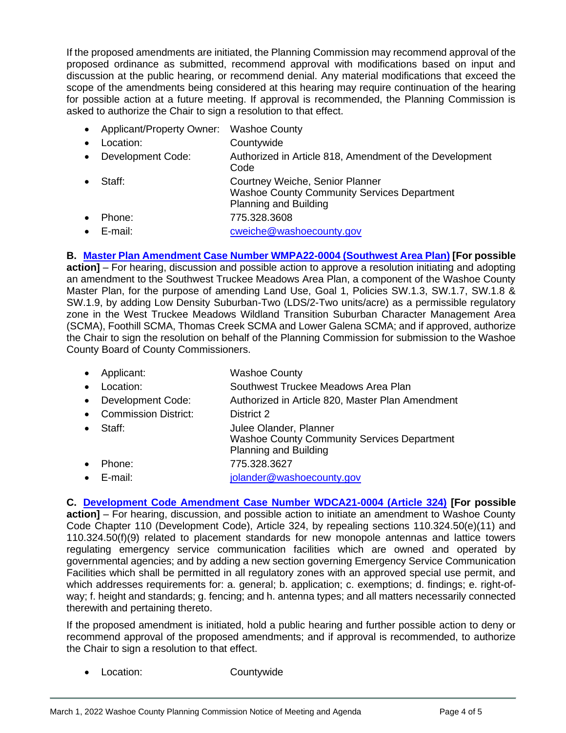If the proposed amendments are initiated, the Planning Commission may recommend approval of the proposed ordinance as submitted, recommend approval with modifications based on input and discussion at the public hearing, or recommend denial. Any material modifications that exceed the scope of the amendments being considered at this hearing may require continuation of the hearing for possible action at a future meeting. If approval is recommended, the Planning Commission is asked to authorize the Chair to sign a resolution to that effect.

- Applicant/Property Owner: Washoe County
- Location: Countywide
- Development Code: Authorized in Article 818, Amendment of the Development Code
- Staff: Courtney Weiche, Senior Planner
  Washoe County Community Services Department
  Planning and Building
- Phone: 775.328.3608
- E-mail: cweiche@washoecounty.gov

**B. Master Plan Amendment Case Number WMPA22-0004 (Southwest Area Plan) [For possible action]** – For hearing, discussion and possible action to approve a resolution initiating and adopting an amendment to the Southwest Truckee Meadows Area Plan, a component of the Washoe County Master Plan, for the purpose of amending Land Use, Goal 1, Policies SW.1.3, SW.1.7, SW.1.8 & SW.1.9, by adding Low Density Suburban-Two (LDS/2-Two units/acre) as a permissible regulatory zone in the West Truckee Meadows Wildland Transition Suburban Character Management Area (SCMA), Foothill SCMA, Thomas Creek SCMA and Lower Galena SCMA; and if approved, authorize the Chair to sign the resolution on behalf of the Planning Commission for submission to the Washoe County Board of County Commissioners.

- Applicant: Washoe County
- Location: Southwest Truckee Meadows Area Plan
- Development Code: Authorized in Article 820, Master Plan Amendment
- Commission District: District 2
- Staff: Julee Olander, Planner
  Washoe County Community Services Department
  Planning and Building
- Phone: 775.328.3627
- E-mail: jolander@washoecounty.gov

**C. Development Code Amendment Case Number WDCA21-0004 (Article 324) [For possible action]** – For hearing, discussion, and possible action to initiate an amendment to Washoe County Code Chapter 110 (Development Code), Article 324, by repealing sections 110.324.50(e)(11) and 110.324.50(f)(9) related to placement standards for new monopole antennas and lattice towers regulating emergency service communication facilities which are owned and operated by governmental agencies; and by adding a new section governing Emergency Service Communication Facilities which shall be permitted in all regulatory zones with an approved special use permit, and which addresses requirements for: a. general; b. application; c. exemptions; d. findings; e. right-of-way; f. height and standards; g. fencing; and h. antenna types; and all matters necessarily connected therewith and pertaining thereto.

If the proposed amendment is initiated, hold a public hearing and further possible action to deny or recommend approval of the proposed amendments; and if approval is recommended, to authorize the Chair to sign a resolution to that effect.

- Location: Countywide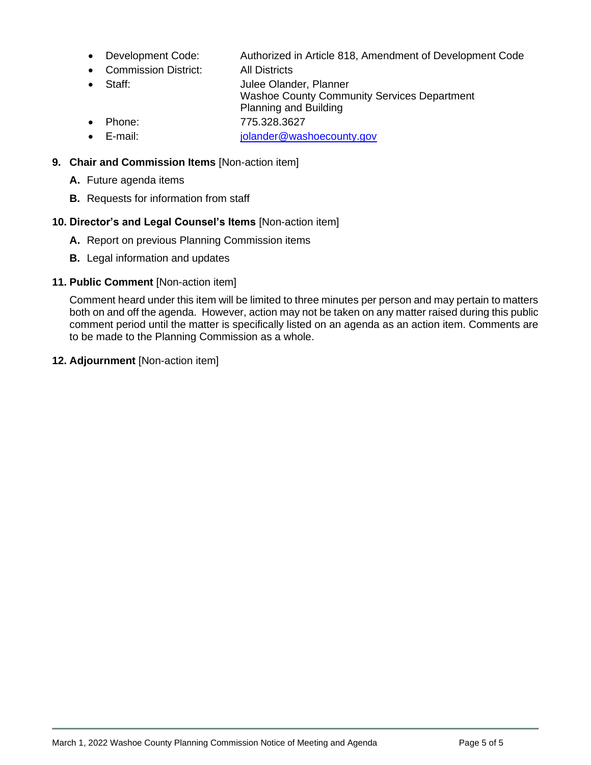- Development Code: Authorized in Article 818, Amendment of Development Code
- Commission District: All Districts
- Staff: Julee Olander, Planner
  Washoe County Community Services Department
  Planning and Building
- Phone: 775.328.3627
- E-mail: jolander@washoecounty.gov

**9. Chair and Commission Items** [Non-action item]

**A.** Future agenda items

**B.** Requests for information from staff

**10. Director's and Legal Counsel's Items** [Non-action item]

**A.** Report on previous Planning Commission items

**B.** Legal information and updates

**11. Public Comment** [Non-action item]

Comment heard under this item will be limited to three minutes per person and may pertain to matters both on and off the agenda. However, action may not be taken on any matter raised during this public comment period until the matter is specifically listed on an agenda as an action item. Comments are to be made to the Planning Commission as a whole.

**12. Adjournment** [Non-action item]